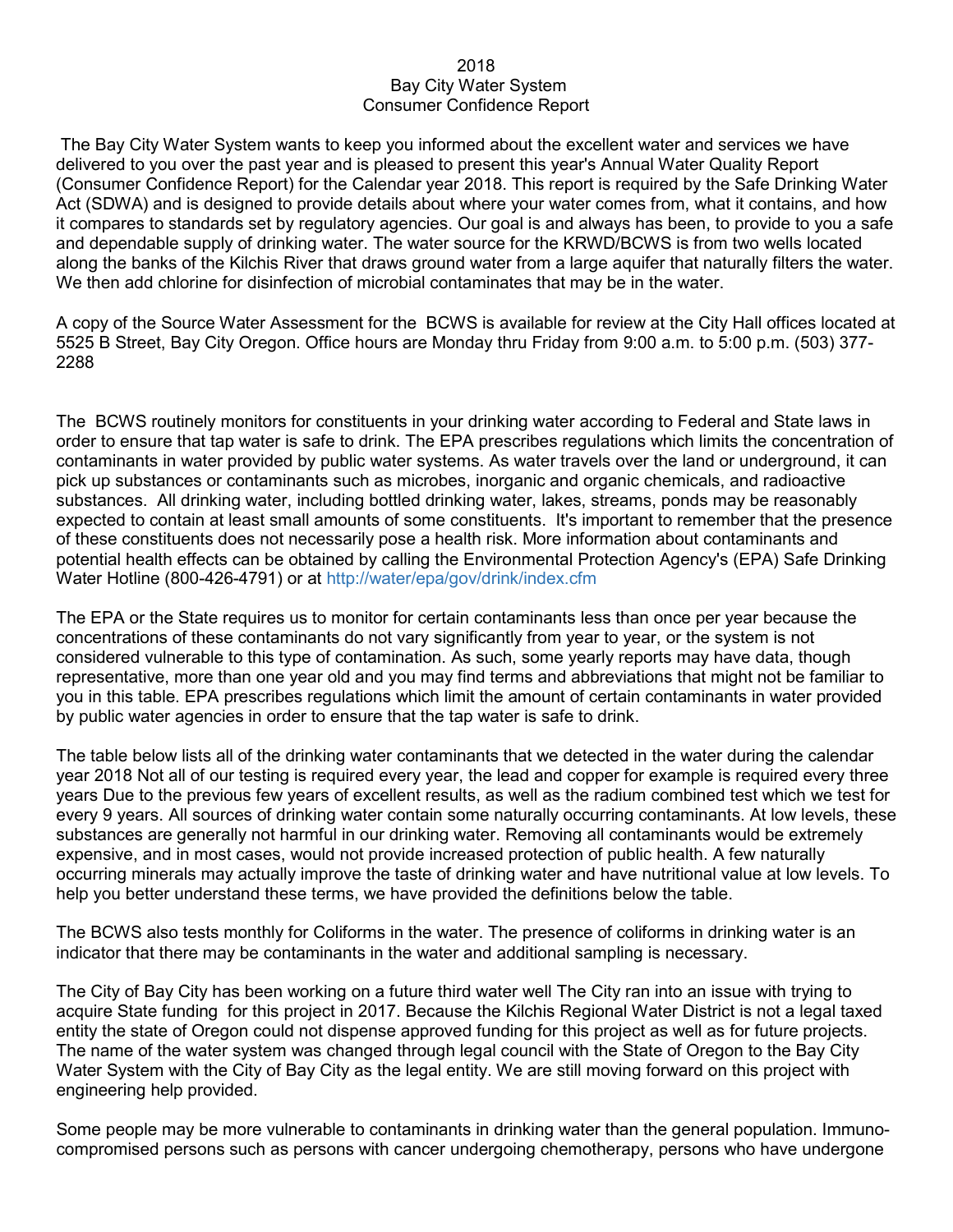# 2018
# Bay City Water System
# Consumer Confidence Report

The Bay City Water System wants to keep you informed about the excellent water and services we have delivered to you over the past year and is pleased to present this year's Annual Water Quality Report (Consumer Confidence Report) for the Calendar year 2018. This report is required by the Safe Drinking Water Act (SDWA) and is designed to provide details about where your water comes from, what it contains, and how it compares to standards set by regulatory agencies. Our goal is and always has been, to provide to you a safe and dependable supply of drinking water. The water source for the KRWD/BCWS is from two wells located along the banks of the Kilchis River that draws ground water from a large aquifer that naturally filters the water. We then add chlorine for disinfection of microbial contaminates that may be in the water.

A copy of the Source Water Assessment for the BCWS is available for review at the City Hall offices located at 5525 B Street, Bay City Oregon. Office hours are Monday thru Friday from 9:00 a.m. to 5:00 p.m. (503) 377-2288

The BCWS routinely monitors for constituents in your drinking water according to Federal and State laws in order to ensure that tap water is safe to drink. The EPA prescribes regulations which limits the concentration of contaminants in water provided by public water systems. As water travels over the land or underground, it can pick up substances or contaminants such as microbes, inorganic and organic chemicals, and radioactive substances. All drinking water, including bottled drinking water, lakes, streams, ponds may be reasonably expected to contain at least small amounts of some constituents. It's important to remember that the presence of these constituents does not necessarily pose a health risk. More information about contaminants and potential health effects can be obtained by calling the Environmental Protection Agency's (EPA) Safe Drinking Water Hotline (800-426-4791) or at http://water/epa/gov/drink/index.cfm

The EPA or the State requires us to monitor for certain contaminants less than once per year because the concentrations of these contaminants do not vary significantly from year to year, or the system is not considered vulnerable to this type of contamination. As such, some yearly reports may have data, though representative, more than one year old and you may find terms and abbreviations that might not be familiar to you in this table. EPA prescribes regulations which limit the amount of certain contaminants in water provided by public water agencies in order to ensure that the tap water is safe to drink.

The table below lists all of the drinking water contaminants that we detected in the water during the calendar year 2018 Not all of our testing is required every year, the lead and copper for example is required every three years Due to the previous few years of excellent results, as well as the radium combined test which we test for every 9 years. All sources of drinking water contain some naturally occurring contaminants. At low levels, these substances are generally not harmful in our drinking water. Removing all contaminants would be extremely expensive, and in most cases, would not provide increased protection of public health. A few naturally occurring minerals may actually improve the taste of drinking water and have nutritional value at low levels. To help you better understand these terms, we have provided the definitions below the table.

The BCWS also tests monthly for Coliforms in the water. The presence of coliforms in drinking water is an indicator that there may be contaminants in the water and additional sampling is necessary.

The City of Bay City has been working on a future third water well The City ran into an issue with trying to acquire State funding for this project in 2017. Because the Kilchis Regional Water District is not a legal taxed entity the state of Oregon could not dispense approved funding for this project as well as for future projects. The name of the water system was changed through legal council with the State of Oregon to the Bay City Water System with the City of Bay City as the legal entity. We are still moving forward on this project with engineering help provided.

Some people may be more vulnerable to contaminants in drinking water than the general population. Immuno-compromised persons such as persons with cancer undergoing chemotherapy, persons who have undergone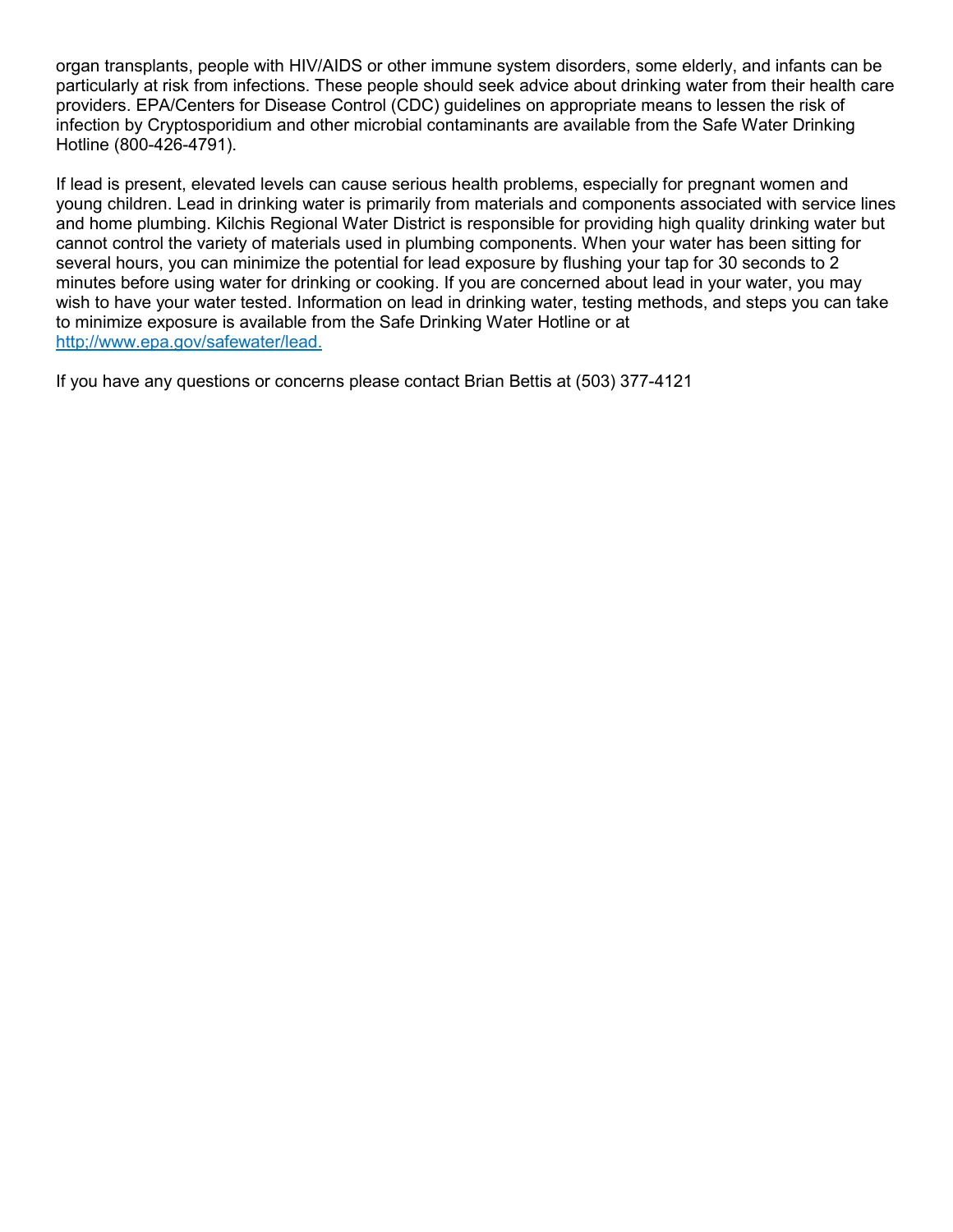organ transplants, people with HIV/AIDS or other immune system disorders, some elderly, and infants can be particularly at risk from infections. These people should seek advice about drinking water from their health care providers. EPA/Centers for Disease Control (CDC) guidelines on appropriate means to lessen the risk of infection by Cryptosporidium and other microbial contaminants are available from the Safe Water Drinking Hotline (800-426-4791).

If lead is present, elevated levels can cause serious health problems, especially for pregnant women and young children. Lead in drinking water is primarily from materials and components associated with service lines and home plumbing. Kilchis Regional Water District is responsible for providing high quality drinking water but cannot control the variety of materials used in plumbing components. When your water has been sitting for several hours, you can minimize the potential for lead exposure by flushing your tap for 30 seconds to 2 minutes before using water for drinking or cooking. If you are concerned about lead in your water, you may wish to have your water tested. Information on lead in drinking water, testing methods, and steps you can take to minimize exposure is available from the Safe Drinking Water Hotline or at [http;//www.epa.gov/safewater/lead.](http;//www.epa.gov/safewater/lead.)

If you have any questions or concerns please contact Brian Bettis at (503) 377-4121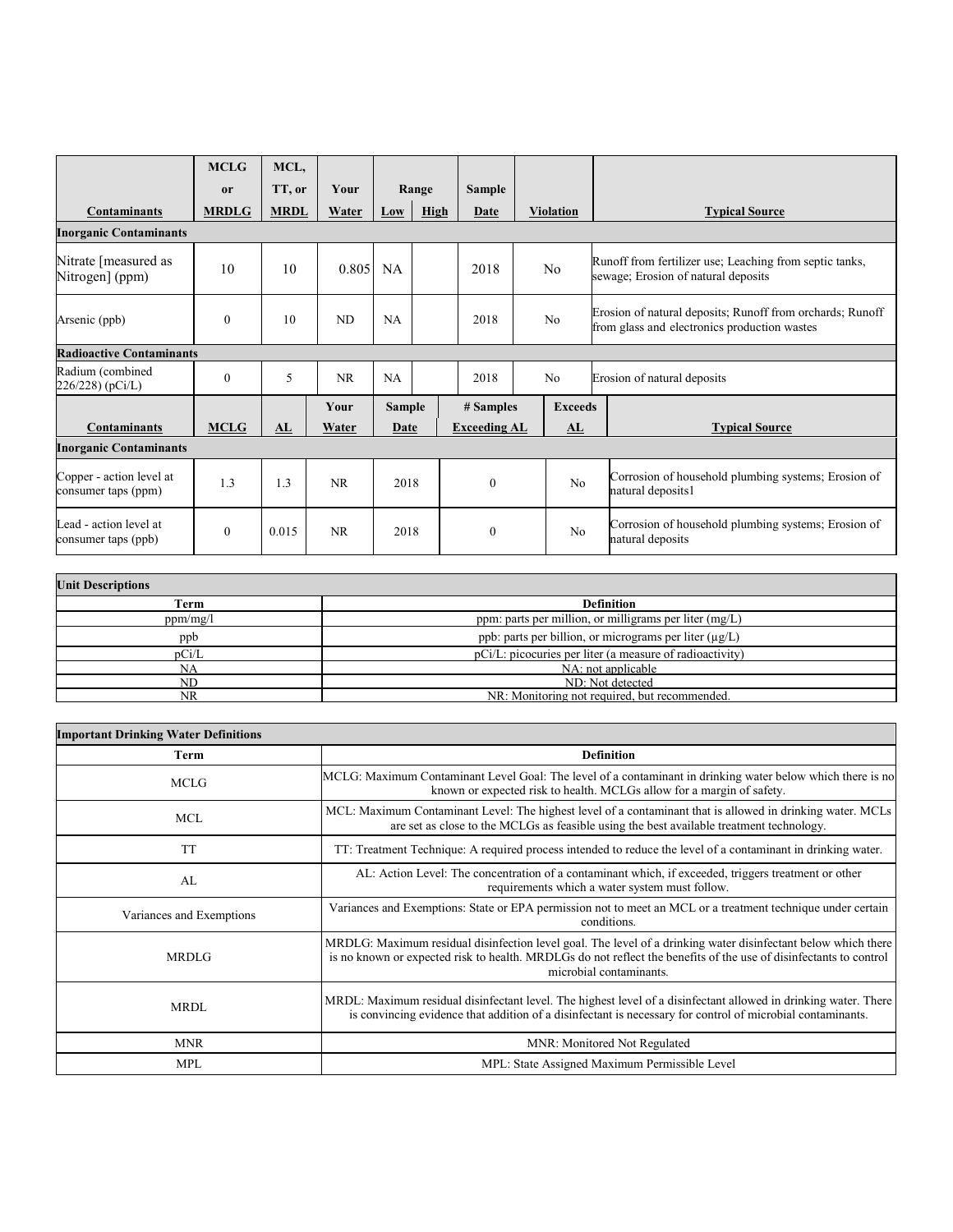| Contaminants | MCLG or MRDLG | MCL, TT, or MRDL | Your Water | Range Low | Range High | Sample Date | Violation | Typical Source |
|---|---|---|---|---|---|---|---|---|
| **Inorganic Contaminants** | | | | | | | | |
| Nitrate [measured as Nitrogen] (ppm) | 10 | 10 | 0.805 | NA | | 2018 | No | Runoff from fertilizer use; Leaching from septic tanks, sewage; Erosion of natural deposits |
| Arsenic (ppb) | 0 | 10 | ND | NA | | 2018 | No | Erosion of natural deposits; Runoff from orchards; Runoff from glass and electronics production wastes |
| **Radioactive Contaminants** | | | | | | | | |
| Radium (combined 226/228) (pCi/L) | 0 | 5 | NR | NA | | 2018 | No | Erosion of natural deposits |

| Contaminants | MCLG | AL | Your Water | Sample Date | # Samples Exceeding AL | Exceeds AL | Typical Source |
|---|---|---|---|---|---|---|---|
| **Inorganic Contaminants** | | | | | | | |
| Copper - action level at consumer taps (ppm) | 1.3 | 1.3 | NR | 2018 | 0 | No | Corrosion of household plumbing systems; Erosion of natural deposits1 |
| Lead - action level at consumer taps (ppb) | 0 | 0.015 | NR | 2018 | 0 | No | Corrosion of household plumbing systems; Erosion of natural deposits |

| Unit Descriptions | |
|---|---|
| **Term** | **Definition** |
| ppm/mg/l | ppm: parts per million, or milligrams per liter (mg/L) |
| ppb | ppb: parts per billion, or micrograms per liter (µg/L) |
| pCi/L | pCi/L: picocuries per liter (a measure of radioactivity) |
| NA | NA: not applicable |
| ND | ND: Not detected |
| NR | NR: Monitoring not required, but recommended. |

| Important Drinking Water Definitions | |
|---|---|
| **Term** | **Definition** |
| MCLG | MCLG: Maximum Contaminant Level Goal: The level of a contaminant in drinking water below which there is no known or expected risk to health. MCLGs allow for a margin of safety. |
| MCL | MCL: Maximum Contaminant Level: The highest level of a contaminant that is allowed in drinking water. MCLs are set as close to the MCLGs as feasible using the best available treatment technology. |
| TT | TT: Treatment Technique: A required process intended to reduce the level of a contaminant in drinking water. |
| AL | AL: Action Level: The concentration of a contaminant which, if exceeded, triggers treatment or other requirements which a water system must follow. |
| Variances and Exemptions | Variances and Exemptions: State or EPA permission not to meet an MCL or a treatment technique under certain conditions. |
| MRDLG | MRDLG: Maximum residual disinfection level goal. The level of a drinking water disinfectant below which there is no known or expected risk to health. MRDLGs do not reflect the benefits of the use of disinfectants to control microbial contaminants. |
| MRDL | MRDL: Maximum residual disinfectant level. The highest level of a disinfectant allowed in drinking water. There is convincing evidence that addition of a disinfectant is necessary for control of microbial contaminants. |
| MNR | MNR: Monitored Not Regulated |
| MPL | MPL: State Assigned Maximum Permissible Level |